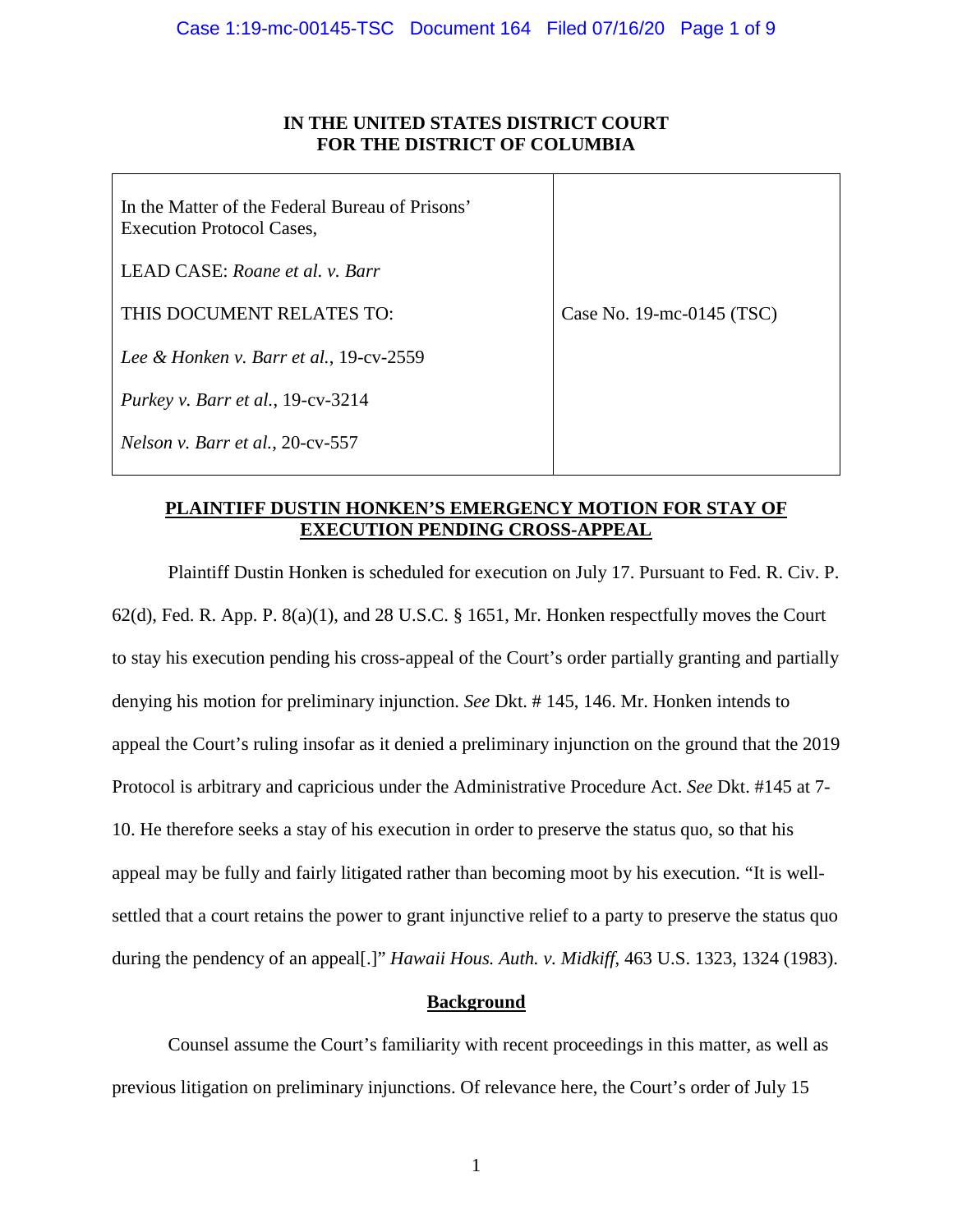**IN THE UNITED STATES DISTRICT COURT**
**FOR THE DISTRICT OF COLUMBIA**

| | |
|---|---|
| In the Matter of the Federal Bureau of Prisons' Execution Protocol Cases,<br><br>LEAD CASE: *Roane et al. v. Barr*<br><br>THIS DOCUMENT RELATES TO:<br><br>*Lee & Honken v. Barr et al.*, 19-cv-2559<br><br>*Purkey v. Barr et al.*, 19-cv-3214<br><br>*Nelson v. Barr et al.*, 20-cv-557 | Case No. 19-mc-0145 (TSC) |

**PLAINTIFF DUSTIN HONKEN'S EMERGENCY MOTION FOR STAY OF EXECUTION PENDING CROSS-APPEAL**

Plaintiff Dustin Honken is scheduled for execution on July 17. Pursuant to Fed. R. Civ. P. 62(d), Fed. R. App. P. 8(a)(1), and 28 U.S.C. § 1651, Mr. Honken respectfully moves the Court to stay his execution pending his cross-appeal of the Court's order partially granting and partially denying his motion for preliminary injunction. *See* Dkt. # 145, 146. Mr. Honken intends to appeal the Court's ruling insofar as it denied a preliminary injunction on the ground that the 2019 Protocol is arbitrary and capricious under the Administrative Procedure Act. *See* Dkt. #145 at 7-10. He therefore seeks a stay of his execution in order to preserve the status quo, so that his appeal may be fully and fairly litigated rather than becoming moot by his execution. "It is well-settled that a court retains the power to grant injunctive relief to a party to preserve the status quo during the pendency of an appeal[.]" *Hawaii Hous. Auth. v. Midkiff*, 463 U.S. 1323, 1324 (1983).

**Background**

Counsel assume the Court's familiarity with recent proceedings in this matter, as well as previous litigation on preliminary injunctions. Of relevance here, the Court's order of July 15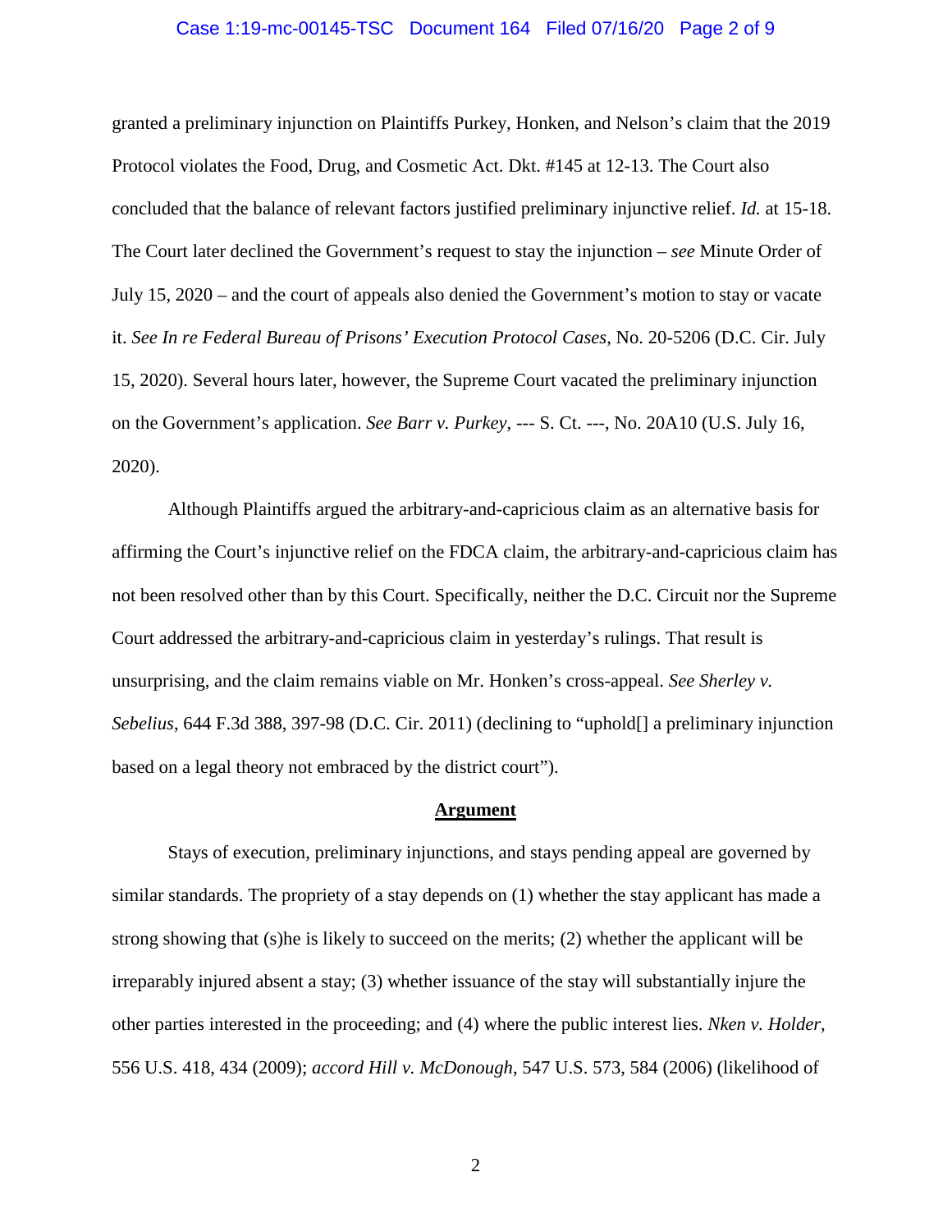granted a preliminary injunction on Plaintiffs Purkey, Honken, and Nelson's claim that the 2019 Protocol violates the Food, Drug, and Cosmetic Act. Dkt. #145 at 12-13. The Court also concluded that the balance of relevant factors justified preliminary injunctive relief. *Id.* at 15-18. The Court later declined the Government's request to stay the injunction – *see* Minute Order of July 15, 2020 – and the court of appeals also denied the Government's motion to stay or vacate it. *See In re Federal Bureau of Prisons' Execution Protocol Cases*, No. 20-5206 (D.C. Cir. July 15, 2020). Several hours later, however, the Supreme Court vacated the preliminary injunction on the Government's application. *See Barr v. Purkey*, --- S. Ct. ---, No. 20A10 (U.S. July 16, 2020).

Although Plaintiffs argued the arbitrary-and-capricious claim as an alternative basis for affirming the Court's injunctive relief on the FDCA claim, the arbitrary-and-capricious claim has not been resolved other than by this Court. Specifically, neither the D.C. Circuit nor the Supreme Court addressed the arbitrary-and-capricious claim in yesterday's rulings. That result is unsurprising, and the claim remains viable on Mr. Honken's cross-appeal. *See Sherley v. Sebelius*, 644 F.3d 388, 397-98 (D.C. Cir. 2011) (declining to "uphold[] a preliminary injunction based on a legal theory not embraced by the district court").

## Argument

Stays of execution, preliminary injunctions, and stays pending appeal are governed by similar standards. The propriety of a stay depends on (1) whether the stay applicant has made a strong showing that (s)he is likely to succeed on the merits; (2) whether the applicant will be irreparably injured absent a stay; (3) whether issuance of the stay will substantially injure the other parties interested in the proceeding; and (4) where the public interest lies. *Nken v. Holder*, 556 U.S. 418, 434 (2009); *accord Hill v. McDonough*, 547 U.S. 573, 584 (2006) (likelihood of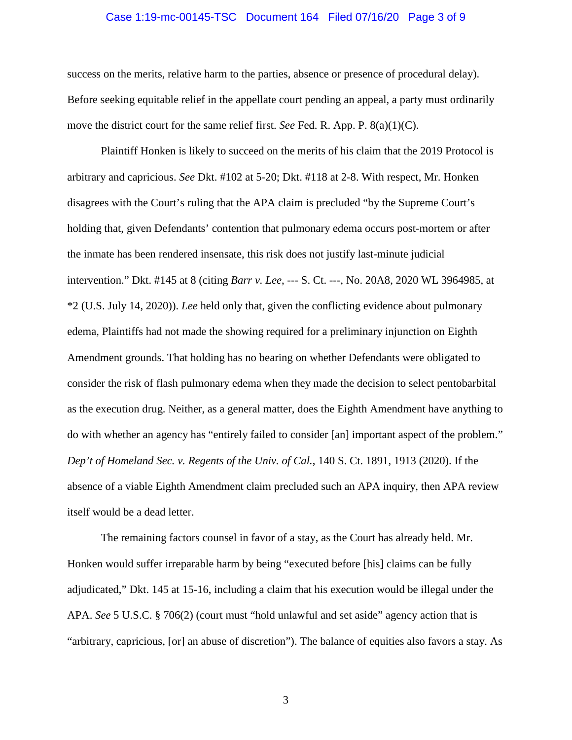success on the merits, relative harm to the parties, absence or presence of procedural delay). Before seeking equitable relief in the appellate court pending an appeal, a party must ordinarily move the district court for the same relief first. *See* Fed. R. App. P. 8(a)(1)(C).

Plaintiff Honken is likely to succeed on the merits of his claim that the 2019 Protocol is arbitrary and capricious. *See* Dkt. #102 at 5-20; Dkt. #118 at 2-8. With respect, Mr. Honken disagrees with the Court's ruling that the APA claim is precluded "by the Supreme Court's holding that, given Defendants' contention that pulmonary edema occurs post-mortem or after the inmate has been rendered insensate, this risk does not justify last-minute judicial intervention." Dkt. #145 at 8 (citing *Barr v. Lee*, --- S. Ct. ---, No. 20A8, 2020 WL 3964985, at *2 (U.S. July 14, 2020)). *Lee* held only that, given the conflicting evidence about pulmonary edema, Plaintiffs had not made the showing required for a preliminary injunction on Eighth Amendment grounds. That holding has no bearing on whether Defendants were obligated to consider the risk of flash pulmonary edema when they made the decision to select pentobarbital as the execution drug. Neither, as a general matter, does the Eighth Amendment have anything to do with whether an agency has "entirely failed to consider [an] important aspect of the problem." *Dep't of Homeland Sec. v. Regents of the Univ. of Cal.*, 140 S. Ct. 1891, 1913 (2020). If the absence of a viable Eighth Amendment claim precluded such an APA inquiry, then APA review itself would be a dead letter.

The remaining factors counsel in favor of a stay, as the Court has already held. Mr. Honken would suffer irreparable harm by being "executed before [his] claims can be fully adjudicated," Dkt. 145 at 15-16, including a claim that his execution would be illegal under the APA. *See* 5 U.S.C. § 706(2) (court must "hold unlawful and set aside" agency action that is "arbitrary, capricious, [or] an abuse of discretion"). The balance of equities also favors a stay. As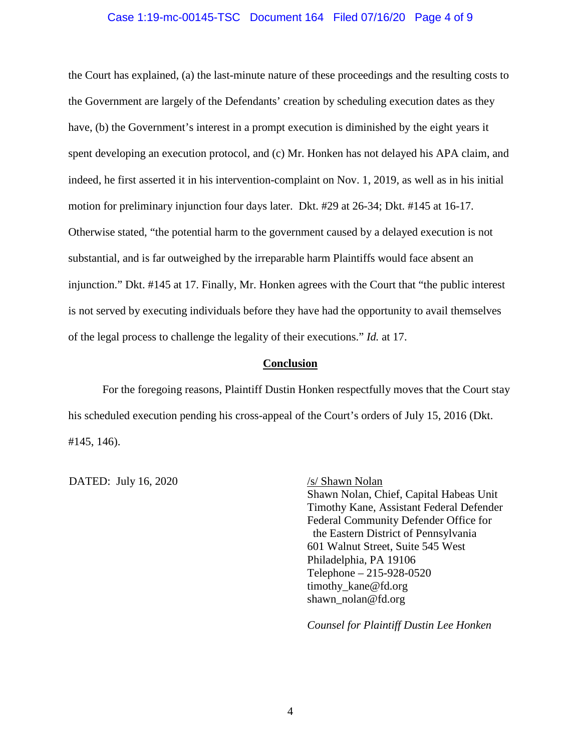the Court has explained, (a) the last-minute nature of these proceedings and the resulting costs to the Government are largely of the Defendants' creation by scheduling execution dates as they have, (b) the Government's interest in a prompt execution is diminished by the eight years it spent developing an execution protocol, and (c) Mr. Honken has not delayed his APA claim, and indeed, he first asserted it in his intervention-complaint on Nov. 1, 2019, as well as in his initial motion for preliminary injunction four days later. Dkt. #29 at 26-34; Dkt. #145 at 16-17. Otherwise stated, "the potential harm to the government caused by a delayed execution is not substantial, and is far outweighed by the irreparable harm Plaintiffs would face absent an injunction." Dkt. #145 at 17. Finally, Mr. Honken agrees with the Court that "the public interest is not served by executing individuals before they have had the opportunity to avail themselves of the legal process to challenge the legality of their executions." *Id.* at 17.

**Conclusion**

For the foregoing reasons, Plaintiff Dustin Honken respectfully moves that the Court stay his scheduled execution pending his cross-appeal of the Court's orders of July 15, 2016 (Dkt. #145, 146).

DATED: July 16, 2020

/s/ Shawn Nolan
Shawn Nolan, Chief, Capital Habeas Unit
Timothy Kane, Assistant Federal Defender
Federal Community Defender Office for
the Eastern District of Pennsylvania
601 Walnut Street, Suite 545 West
Philadelphia, PA 19106
Telephone – 215-928-0520
timothy_kane@fd.org
shawn_nolan@fd.org

*Counsel for Plaintiff Dustin Lee Honken*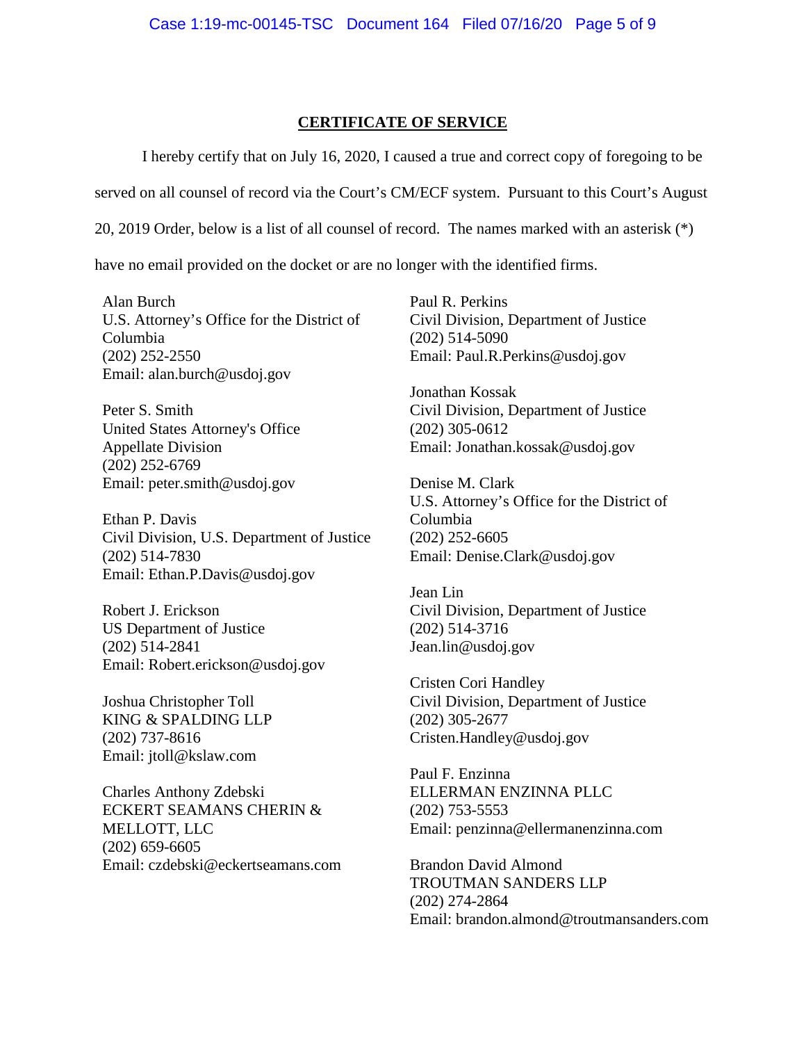## CERTIFICATE OF SERVICE

I hereby certify that on July 16, 2020, I caused a true and correct copy of foregoing to be served on all counsel of record via the Court's CM/ECF system. Pursuant to this Court's August 20, 2019 Order, below is a list of all counsel of record. The names marked with an asterisk (*) have no email provided on the docket or are no longer with the identified firms.

Alan Burch
U.S. Attorney's Office for the District of Columbia
(202) 252-2550
Email: alan.burch@usdoj.gov

Peter S. Smith
United States Attorney's Office
Appellate Division
(202) 252-6769
Email: peter.smith@usdoj.gov

Ethan P. Davis
Civil Division, U.S. Department of Justice
(202) 514-7830
Email: Ethan.P.Davis@usdoj.gov

Robert J. Erickson
US Department of Justice
(202) 514-2841
Email: Robert.erickson@usdoj.gov

Joshua Christopher Toll
KING & SPALDING LLP
(202) 737-8616
Email: jtoll@kslaw.com

Charles Anthony Zdebski
ECKERT SEAMANS CHERIN & MELLOTT, LLC
(202) 659-6605
Email: czdebski@eckertseamans.com

Paul R. Perkins
Civil Division, Department of Justice
(202) 514-5090
Email: Paul.R.Perkins@usdoj.gov

Jonathan Kossak
Civil Division, Department of Justice
(202) 305-0612
Email: Jonathan.kossak@usdoj.gov

Denise M. Clark
U.S. Attorney's Office for the District of Columbia
(202) 252-6605
Email: Denise.Clark@usdoj.gov

Jean Lin
Civil Division, Department of Justice
(202) 514-3716
Jean.lin@usdoj.gov

Cristen Cori Handley
Civil Division, Department of Justice
(202) 305-2677
Cristen.Handley@usdoj.gov

Paul F. Enzinna
ELLERMAN ENZINNA PLLC
(202) 753-5553
Email: penzinna@ellermanenzinna.com

Brandon David Almond
TROUTMAN SANDERS LLP
(202) 274-2864
Email: brandon.almond@troutmansanders.com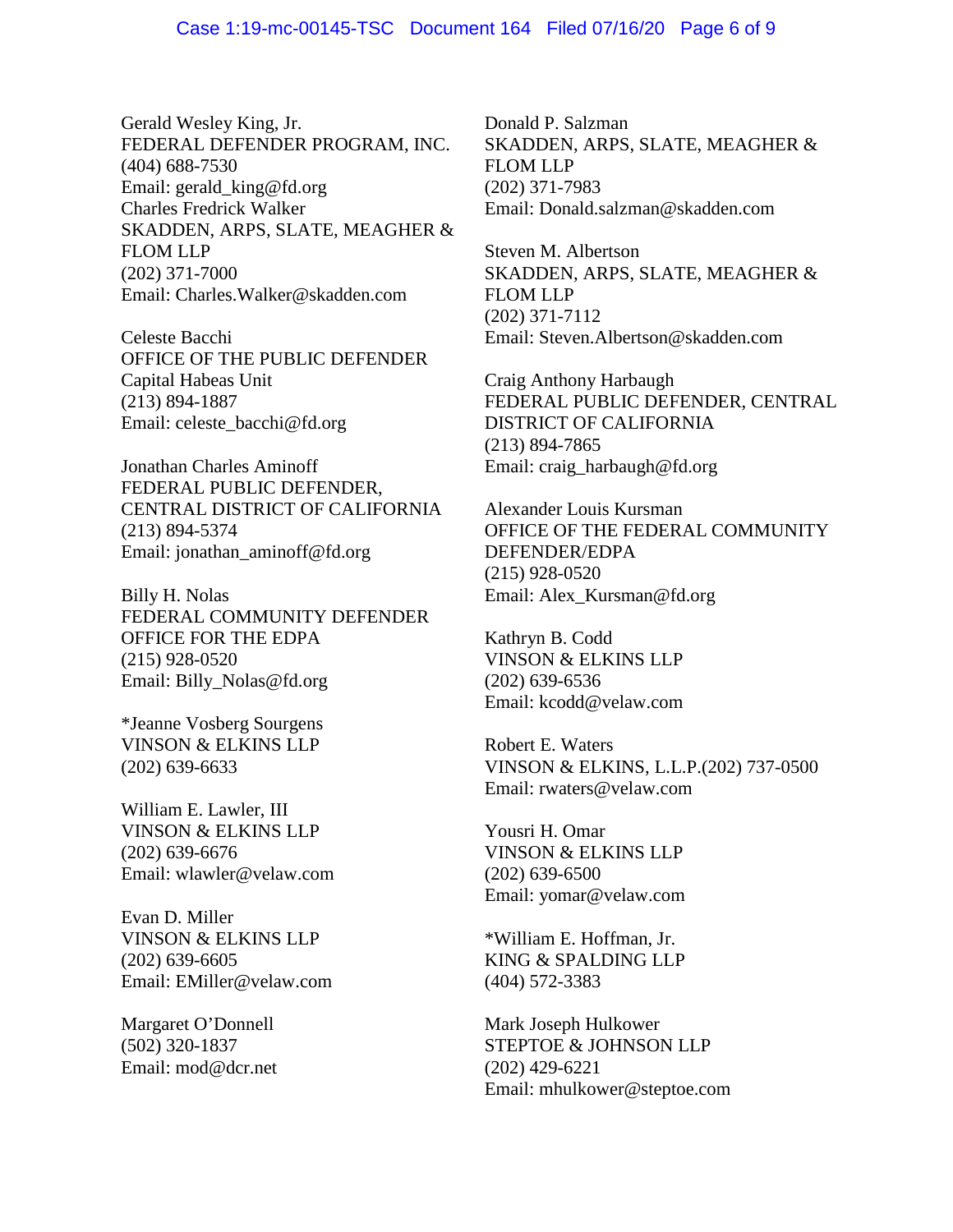Gerald Wesley King, Jr.
FEDERAL DEFENDER PROGRAM, INC.
(404) 688-7530
Email: gerald_king@fd.org
Charles Fredrick Walker
SKADDEN, ARPS, SLATE, MEAGHER & FLOM LLP
(202) 371-7000
Email: Charles.Walker@skadden.com

Celeste Bacchi
OFFICE OF THE PUBLIC DEFENDER
Capital Habeas Unit
(213) 894-1887
Email: celeste_bacchi@fd.org

Jonathan Charles Aminoff
FEDERAL PUBLIC DEFENDER,
CENTRAL DISTRICT OF CALIFORNIA
(213) 894-5374
Email: jonathan_aminoff@fd.org

Billy H. Nolas
FEDERAL COMMUNITY DEFENDER
OFFICE FOR THE EDPA
(215) 928-0520
Email: Billy_Nolas@fd.org

*Jeanne Vosberg Sourgens
VINSON & ELKINS LLP
(202) 639-6633

William E. Lawler, III
VINSON & ELKINS LLP
(202) 639-6676
Email: wlawler@velaw.com

Evan D. Miller
VINSON & ELKINS LLP
(202) 639-6605
Email: EMiller@velaw.com

Margaret O'Donnell
(502) 320-1837
Email: mod@dcr.net

Donald P. Salzman
SKADDEN, ARPS, SLATE, MEAGHER & FLOM LLP
(202) 371-7983
Email: Donald.salzman@skadden.com

Steven M. Albertson
SKADDEN, ARPS, SLATE, MEAGHER & FLOM LLP
(202) 371-7112
Email: Steven.Albertson@skadden.com

Craig Anthony Harbaugh
FEDERAL PUBLIC DEFENDER, CENTRAL DISTRICT OF CALIFORNIA
(213) 894-7865
Email: craig_harbaugh@fd.org

Alexander Louis Kursman
OFFICE OF THE FEDERAL COMMUNITY DEFENDER/EDPA
(215) 928-0520
Email: Alex_Kursman@fd.org

Kathryn B. Codd
VINSON & ELKINS LLP
(202) 639-6536
Email: kcodd@velaw.com

Robert E. Waters
VINSON & ELKINS, L.L.P.(202) 737-0500
Email: rwaters@velaw.com

Yousri H. Omar
VINSON & ELKINS LLP
(202) 639-6500
Email: yomar@velaw.com

*William E. Hoffman, Jr.
KING & SPALDING LLP
(404) 572-3383

Mark Joseph Hulkower
STEPTOE & JOHNSON LLP
(202) 429-6221
Email: mhulkower@steptoe.com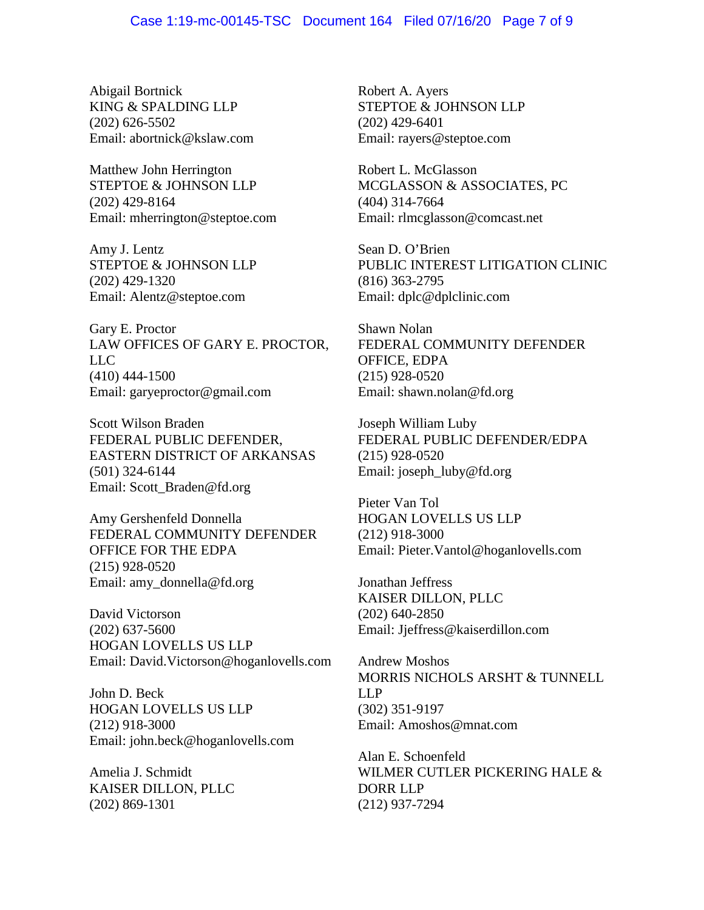Abigail Bortnick
KING & SPALDING LLP
(202) 626-5502
Email: abortnick@kslaw.com

Matthew John Herrington
STEPTOE & JOHNSON LLP
(202) 429-8164
Email: mherrington@steptoe.com

Amy J. Lentz
STEPTOE & JOHNSON LLP
(202) 429-1320
Email: Alentz@steptoe.com

Gary E. Proctor
LAW OFFICES OF GARY E. PROCTOR, LLC
(410) 444-1500
Email: garyeproctor@gmail.com

Scott Wilson Braden
FEDERAL PUBLIC DEFENDER, EASTERN DISTRICT OF ARKANSAS
(501) 324-6144
Email: Scott_Braden@fd.org

Amy Gershenfeld Donnella
FEDERAL COMMUNITY DEFENDER OFFICE FOR THE EDPA
(215) 928-0520
Email: amy_donnella@fd.org

David Victorson
(202) 637-5600
HOGAN LOVELLS US LLP
Email: David.Victorson@hoganlovells.com

John D. Beck
HOGAN LOVELLS US LLP
(212) 918-3000
Email: john.beck@hoganlovells.com

Amelia J. Schmidt
KAISER DILLON, PLLC
(202) 869-1301

Robert A. Ayers
STEPTOE & JOHNSON LLP
(202) 429-6401
Email: rayers@steptoe.com

Robert L. McGlasson
MCGLASSON & ASSOCIATES, PC
(404) 314-7664
Email: rlmcglasson@comcast.net

Sean D. O'Brien
PUBLIC INTEREST LITIGATION CLINIC
(816) 363-2795
Email: dplc@dplclinic.com

Shawn Nolan
FEDERAL COMMUNITY DEFENDER OFFICE, EDPA
(215) 928-0520
Email: shawn.nolan@fd.org

Joseph William Luby
FEDERAL PUBLIC DEFENDER/EDPA
(215) 928-0520
Email: joseph_luby@fd.org

Pieter Van Tol
HOGAN LOVELLS US LLP
(212) 918-3000
Email: Pieter.Vantol@hoganlovells.com

Jonathan Jeffress
KAISER DILLON, PLLC
(202) 640-2850
Email: Jjeffress@kaiserdillon.com

Andrew Moshos
MORRIS NICHOLS ARSHT & TUNNELL LLP
(302) 351-9197
Email: Amoshos@mnat.com

Alan E. Schoenfeld
WILMER CUTLER PICKERING HALE & DORR LLP
(212) 937-7294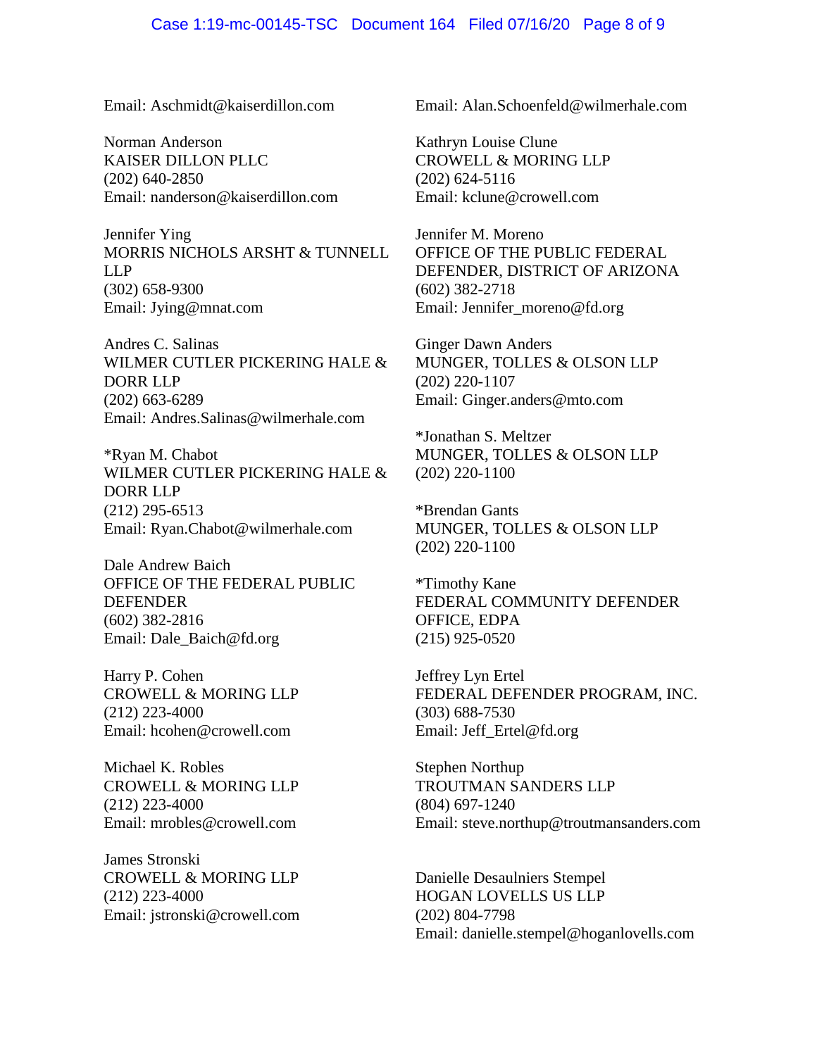Email: Aschmidt@kaiserdillon.com

Norman Anderson
KAISER DILLON PLLC
(202) 640-2850
Email: nanderson@kaiserdillon.com

Jennifer Ying
MORRIS NICHOLS ARSHT & TUNNELL LLP
(302) 658-9300
Email: Jying@mnat.com

Andres C. Salinas
WILMER CUTLER PICKERING HALE & DORR LLP
(202) 663-6289
Email: Andres.Salinas@wilmerhale.com

*Ryan M. Chabot
WILMER CUTLER PICKERING HALE & DORR LLP
(212) 295-6513
Email: Ryan.Chabot@wilmerhale.com

Dale Andrew Baich
OFFICE OF THE FEDERAL PUBLIC DEFENDER
(602) 382-2816
Email: Dale_Baich@fd.org

Harry P. Cohen
CROWELL & MORING LLP
(212) 223-4000
Email: hcohen@crowell.com

Michael K. Robles
CROWELL & MORING LLP
(212) 223-4000
Email: mrobles@crowell.com

James Stronski
CROWELL & MORING LLP
(212) 223-4000
Email: jstronski@crowell.com

Email: Alan.Schoenfeld@wilmerhale.com

Kathryn Louise Clune
CROWELL & MORING LLP
(202) 624-5116
Email: kclune@crowell.com

Jennifer M. Moreno
OFFICE OF THE PUBLIC FEDERAL DEFENDER, DISTRICT OF ARIZONA
(602) 382-2718
Email: Jennifer_moreno@fd.org

Ginger Dawn Anders
MUNGER, TOLLES & OLSON LLP
(202) 220-1107
Email: Ginger.anders@mto.com

*Jonathan S. Meltzer
MUNGER, TOLLES & OLSON LLP
(202) 220-1100

*Brendan Gants
MUNGER, TOLLES & OLSON LLP
(202) 220-1100

*Timothy Kane
FEDERAL COMMUNITY DEFENDER OFFICE, EDPA
(215) 925-0520

Jeffrey Lyn Ertel
FEDERAL DEFENDER PROGRAM, INC.
(303) 688-7530
Email: Jeff_Ertel@fd.org

Stephen Northup
TROUTMAN SANDERS LLP
(804) 697-1240
Email: steve.northup@troutmansanders.com

Danielle Desaulniers Stempel
HOGAN LOVELLS US LLP
(202) 804-7798
Email: danielle.stempel@hoganlovells.com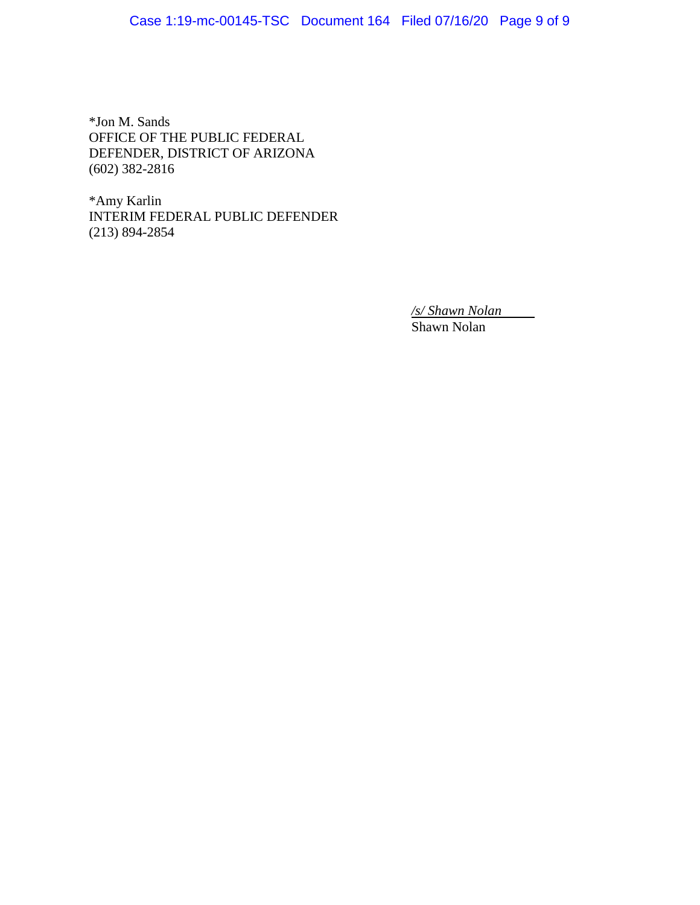*Jon M. Sands
OFFICE OF THE PUBLIC FEDERAL
DEFENDER, DISTRICT OF ARIZONA
(602) 382-2816

*Amy Karlin
INTERIM FEDERAL PUBLIC DEFENDER
(213) 894-2854

*/s/ Shawn Nolan*
Shawn Nolan